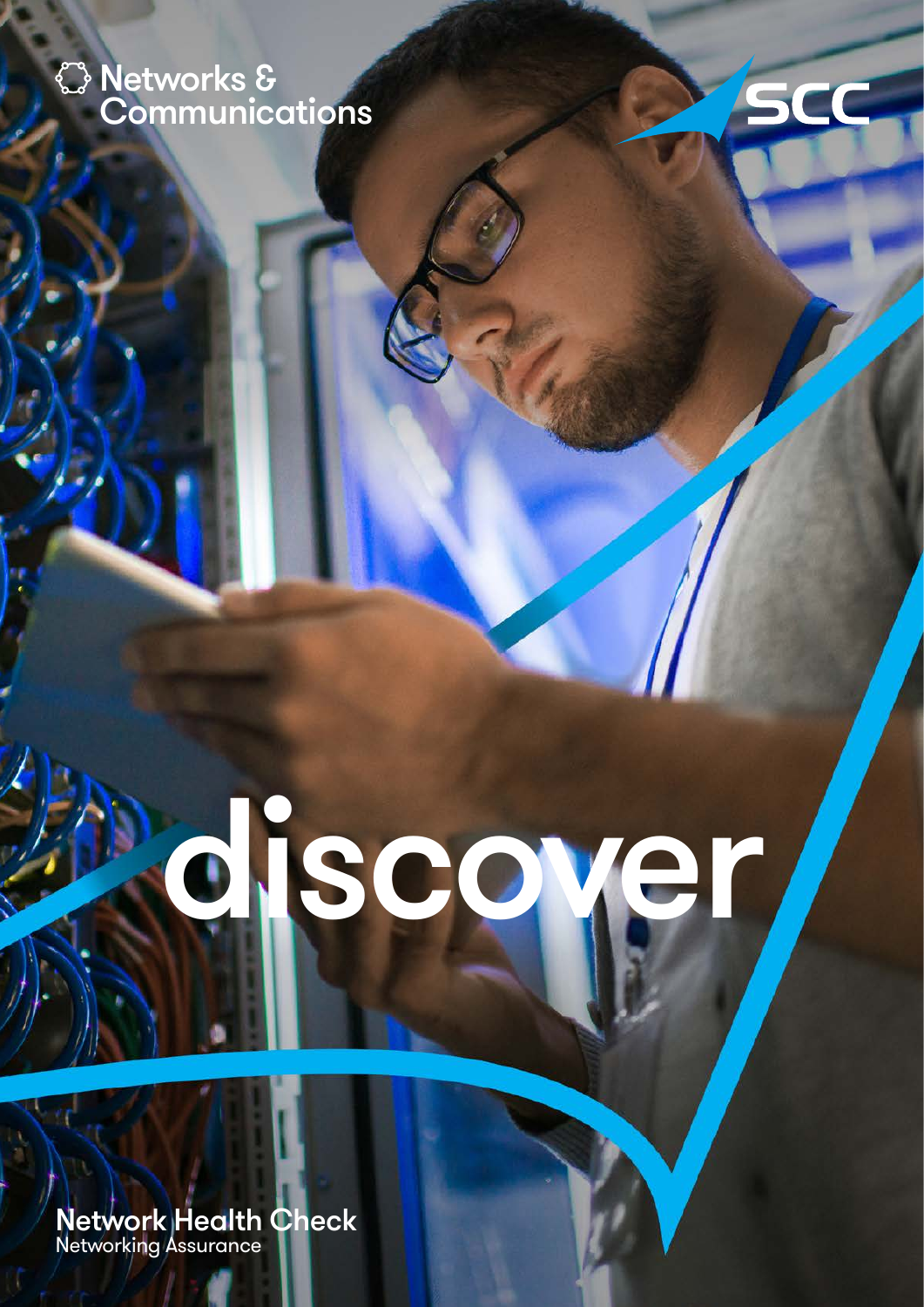Networks & Communications

SCC

# discover

## Network Health Check

Networking Assurance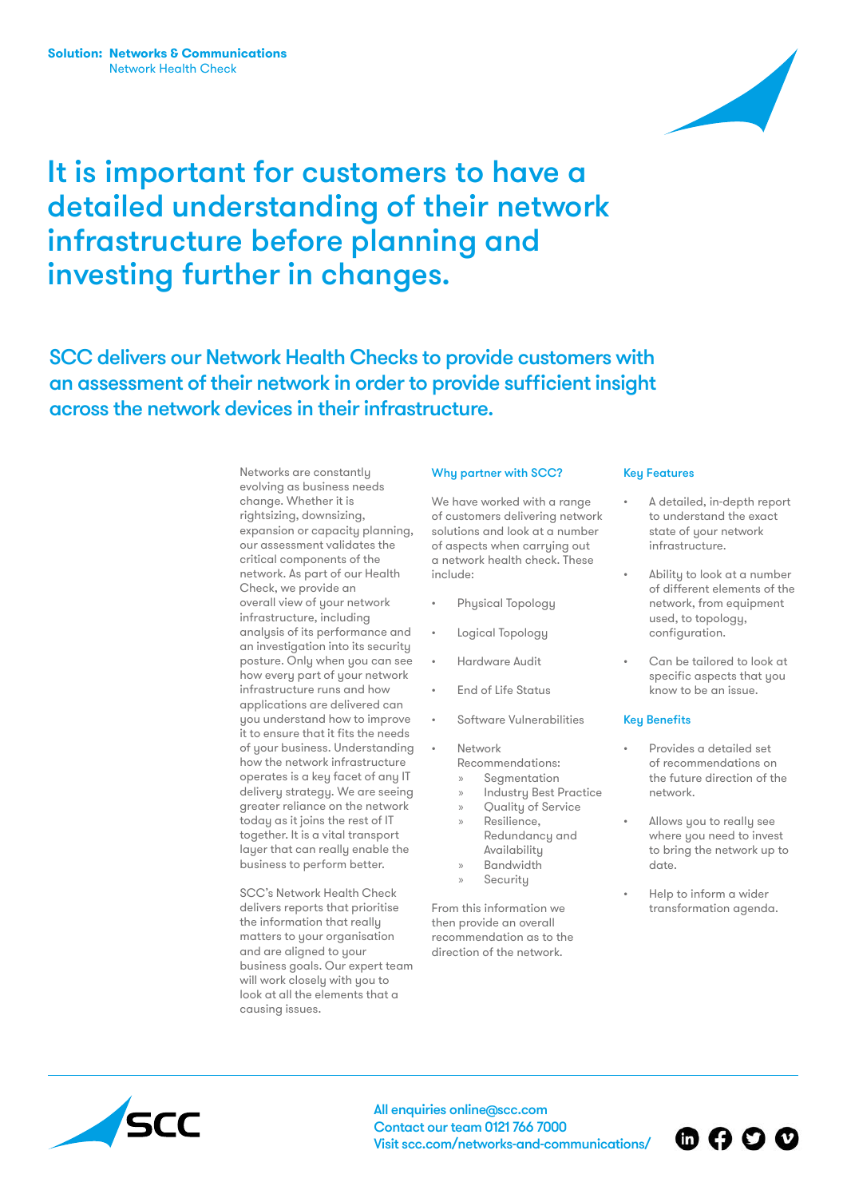**Solution: Networks & Communications**
Network Health Check

# It is important for customers to have a detailed understanding of their network infrastructure before planning and investing further in changes.

## SCC delivers our Network Health Checks to provide customers with an assessment of their network in order to provide sufficient insight across the network devices in their infrastructure.

Networks are constantly evolving as business needs change. Whether it is rightsizing, downsizing, expansion or capacity planning, our assessment validates the critical components of the network. As part of our Health Check, we provide an overall view of your network infrastructure, including analysis of its performance and an investigation into its security posture. Only when you can see how every part of your network infrastructure runs and how applications are delivered can you understand how to improve it to ensure that it fits the needs of your business. Understanding how the network infrastructure operates is a key facet of any IT delivery strategy. We are seeing greater reliance on the network today as it joins the rest of IT together. It is a vital transport layer that can really enable the business to perform better.

SCC's Network Health Check delivers reports that prioritise the information that really matters to your organisation and are aligned to your business goals. Our expert team will work closely with you to look at all the elements that a causing issues.

### Why partner with SCC?

We have worked with a range of customers delivering network solutions and look at a number of aspects when carrying out a network health check. These include:

- Physical Topology
- Logical Topology
- Hardware Audit
- End of Life Status
- Software Vulnerabilities
- Network Recommendations:
  - Segmentation
  - Industry Best Practice
  - Quality of Service
  - Resilience, Redundancy and Availability
  - Bandwidth
  - Security

From this information we then provide an overall recommendation as to the direction of the network.

### Key Features

- A detailed, in-depth report to understand the exact state of your network infrastructure.
- Ability to look at a number of different elements of the network, from equipment used, to topology, configuration.
- Can be tailored to look at specific aspects that you know to be an issue.

### Key Benefits

- Provides a detailed set of recommendations on the future direction of the network.
- Allows you to really see where you need to invest to bring the network up to date.
- Help to inform a wider transformation agenda.

SCC

All enquiries online@scc.com
Contact our team 0121 766 7000
Visit scc.com/networks-and-communications/